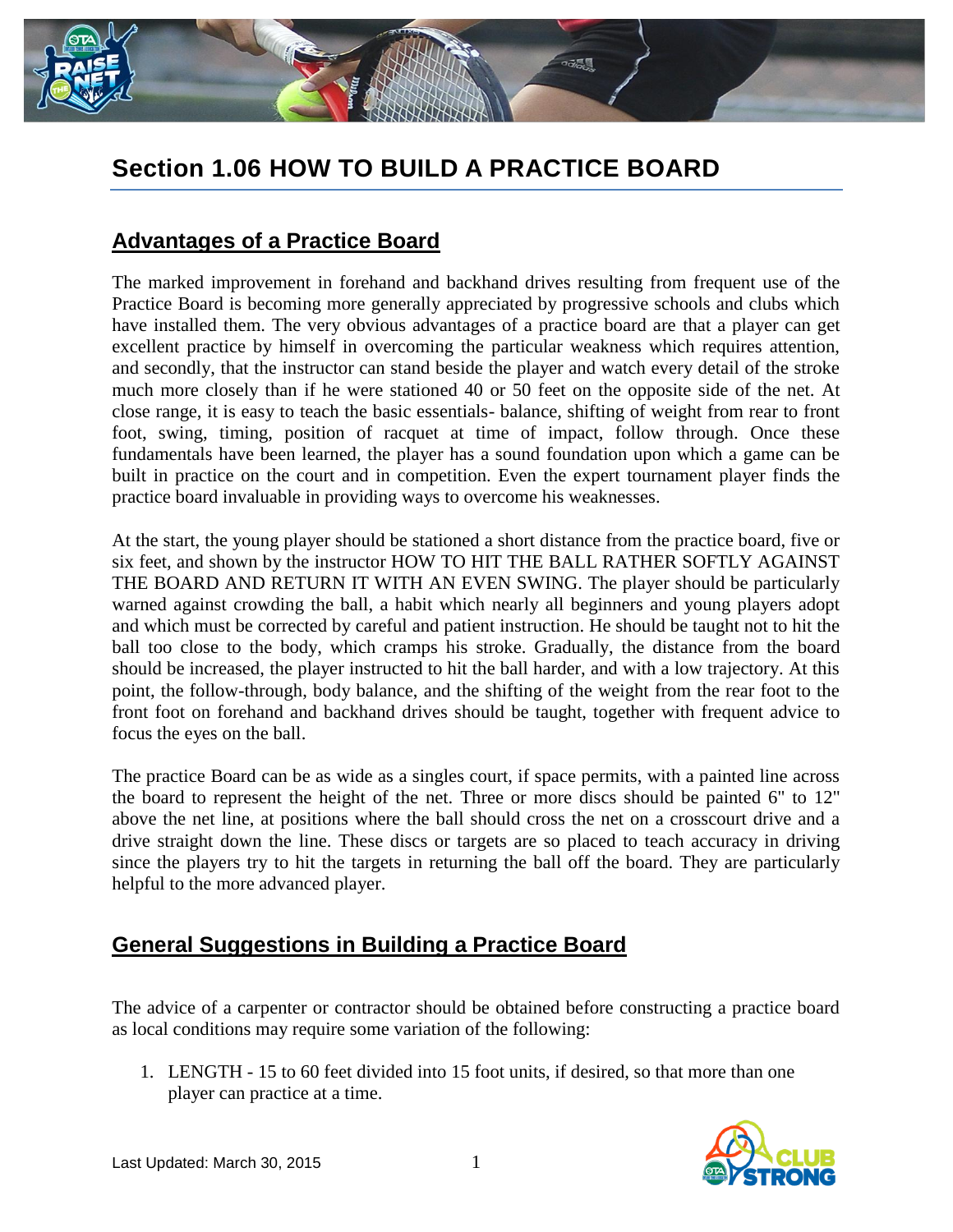# Section 1.06 HOW TO BUILD A PRACTICE BOARD

## Advantages of a Practice Board

The marked improvement in forehand and backhand drives resulting from frequent use of the Practice Board is becoming more generally appreciated by progressive schools and clubs which have installed them. The very obvious advantages of a practice board are that a player can get excellent practice by himself in overcoming the particular weakness which requires attention, and secondly, that the instructor can stand beside the player and watch every detail of the stroke much more closely than if he were stationed 40 or 50 feet on the opposite side of the net. At close range, it is easy to teach the basic essentials- balance, shifting of weight from rear to front foot, swing, timing, position of racquet at time of impact, follow through. Once these fundamentals have been learned, the player has a sound foundation upon which a game can be built in practice on the court and in competition. Even the expert tournament player finds the practice board invaluable in providing ways to overcome his weaknesses.

At the start, the young player should be stationed a short distance from the practice board, five or six feet, and shown by the instructor HOW TO HIT THE BALL RATHER SOFTLY AGAINST THE BOARD AND RETURN IT WITH AN EVEN SWING. The player should be particularly warned against crowding the ball, a habit which nearly all beginners and young players adopt and which must be corrected by careful and patient instruction. He should be taught not to hit the ball too close to the body, which cramps his stroke. Gradually, the distance from the board should be increased, the player instructed to hit the ball harder, and with a low trajectory. At this point, the follow-through, body balance, and the shifting of the weight from the rear foot to the front foot on forehand and backhand drives should be taught, together with frequent advice to focus the eyes on the ball.

The practice Board can be as wide as a singles court, if space permits, with a painted line across the board to represent the height of the net. Three or more discs should be painted 6" to 12" above the net line, at positions where the ball should cross the net on a crosscourt drive and a drive straight down the line. These discs or targets are so placed to teach accuracy in driving since the players try to hit the targets in returning the ball off the board. They are particularly helpful to the more advanced player.

## General Suggestions in Building a Practice Board

The advice of a carpenter or contractor should be obtained before constructing a practice board as local conditions may require some variation of the following:

1. LENGTH - 15 to 60 feet divided into 15 foot units, if desired, so that more than one player can practice at a time.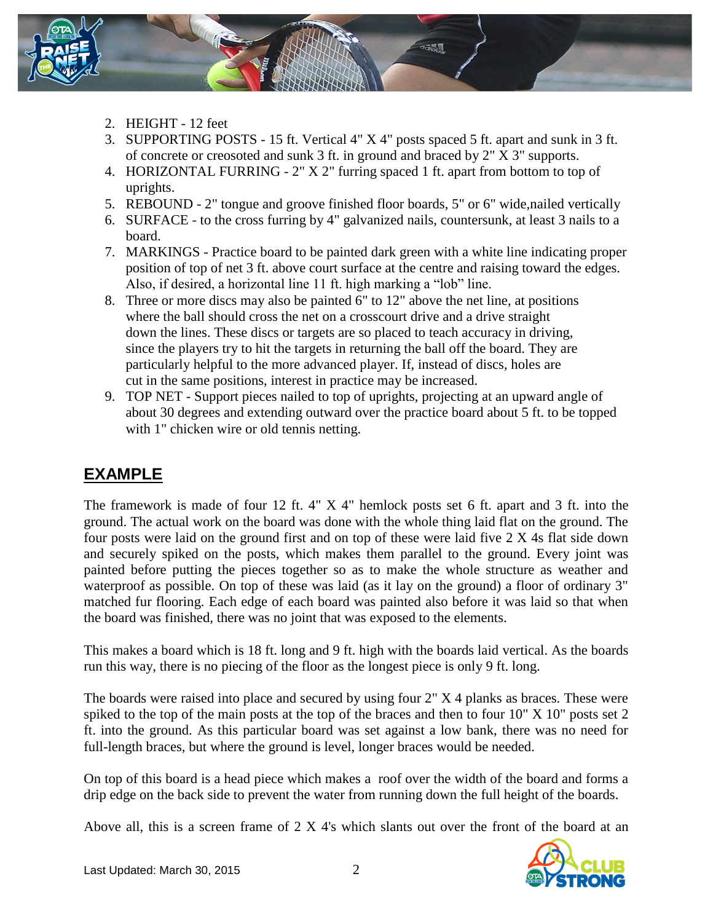2. HEIGHT - 12 feet
3. SUPPORTING POSTS - 15 ft. Vertical 4" X 4" posts spaced 5 ft. apart and sunk in 3 ft. of concrete or creosoted and sunk 3 ft. in ground and braced by 2" X 3" supports.
4. HORIZONTAL FURRING - 2" X 2" furring spaced 1 ft. apart from bottom to top of uprights.
5. REBOUND - 2" tongue and groove finished floor boards, 5" or 6" wide,nailed vertically
6. SURFACE - to the cross furring by 4" galvanized nails, countersunk, at least 3 nails to a board.
7. MARKINGS - Practice board to be painted dark green with a white line indicating proper position of top of net 3 ft. above court surface at the centre and raising toward the edges. Also, if desired, a horizontal line 11 ft. high marking a "lob" line.
8. Three or more discs may also be painted 6" to 12" above the net line, at positions where the ball should cross the net on a crosscourt drive and a drive straight down the lines. These discs or targets are so placed to teach accuracy in driving, since the players try to hit the targets in returning the ball off the board. They are particularly helpful to the more advanced player. If, instead of discs, holes are cut in the same positions, interest in practice may be increased.
9. TOP NET - Support pieces nailed to top of uprights, projecting at an upward angle of about 30 degrees and extending outward over the practice board about 5 ft. to be topped with 1" chicken wire or old tennis netting.

## EXAMPLE

The framework is made of four 12 ft. 4" X 4" hemlock posts set 6 ft. apart and 3 ft. into the ground. The actual work on the board was done with the whole thing laid flat on the ground. The four posts were laid on the ground first and on top of these were laid five 2 X 4s flat side down and securely spiked on the posts, which makes them parallel to the ground. Every joint was painted before putting the pieces together so as to make the whole structure as weather and waterproof as possible. On top of these was laid (as it lay on the ground) a floor of ordinary 3" matched fur flooring. Each edge of each board was painted also before it was laid so that when the board was finished, there was no joint that was exposed to the elements.

This makes a board which is 18 ft. long and 9 ft. high with the boards laid vertical. As the boards run this way, there is no piecing of the floor as the longest piece is only 9 ft. long.

The boards were raised into place and secured by using four 2" X 4 planks as braces. These were spiked to the top of the main posts at the top of the braces and then to four 10" X 10" posts set 2 ft. into the ground. As this particular board was set against a low bank, there was no need for full-length braces, but where the ground is level, longer braces would be needed.

On top of this board is a head piece which makes a roof over the width of the board and forms a drip edge on the back side to prevent the water from running down the full height of the boards.

Above all, this is a screen frame of 2 X 4's which slants out over the front of the board at an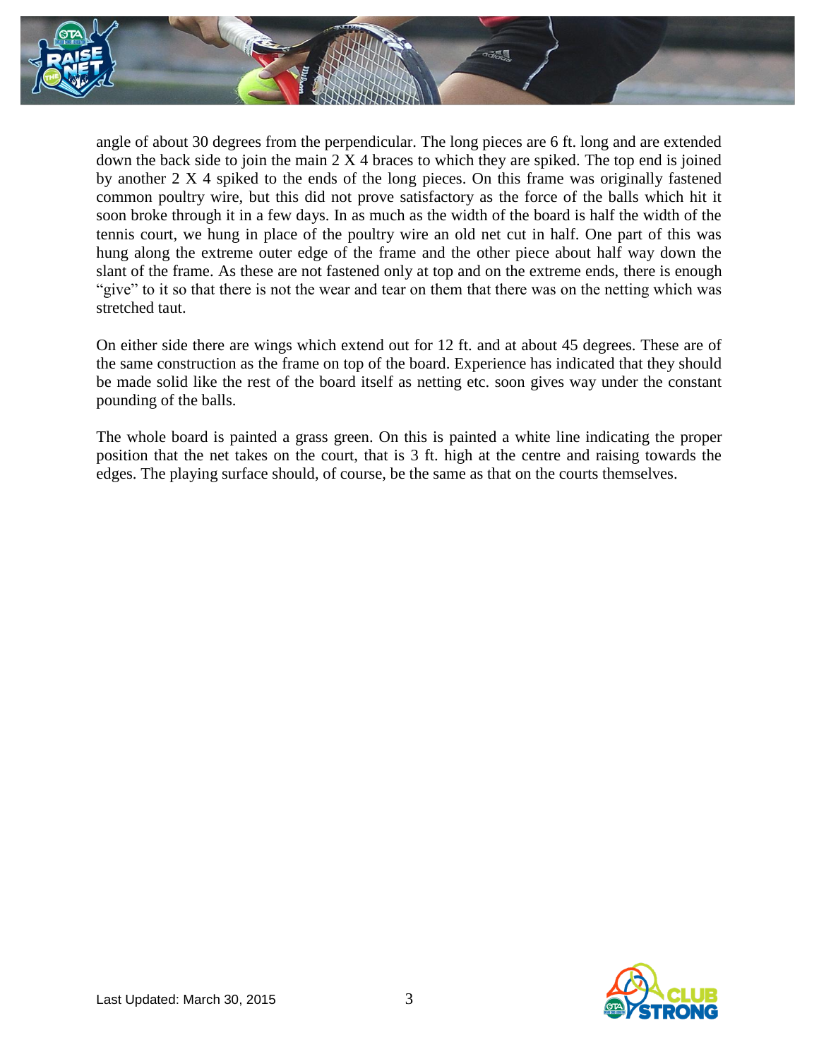angle of about 30 degrees from the perpendicular. The long pieces are 6 ft. long and are extended down the back side to join the main 2 X 4 braces to which they are spiked. The top end is joined by another 2 X 4 spiked to the ends of the long pieces. On this frame was originally fastened common poultry wire, but this did not prove satisfactory as the force of the balls which hit it soon broke through it in a few days. In as much as the width of the board is half the width of the tennis court, we hung in place of the poultry wire an old net cut in half. One part of this was hung along the extreme outer edge of the frame and the other piece about half way down the slant of the frame. As these are not fastened only at top and on the extreme ends, there is enough "give" to it so that there is not the wear and tear on them that there was on the netting which was stretched taut.

On either side there are wings which extend out for 12 ft. and at about 45 degrees. These are of the same construction as the frame on top of the board. Experience has indicated that they should be made solid like the rest of the board itself as netting etc. soon gives way under the constant pounding of the balls.

The whole board is painted a grass green. On this is painted a white line indicating the proper position that the net takes on the court, that is 3 ft. high at the centre and raising towards the edges. The playing surface should, of course, be the same as that on the courts themselves.